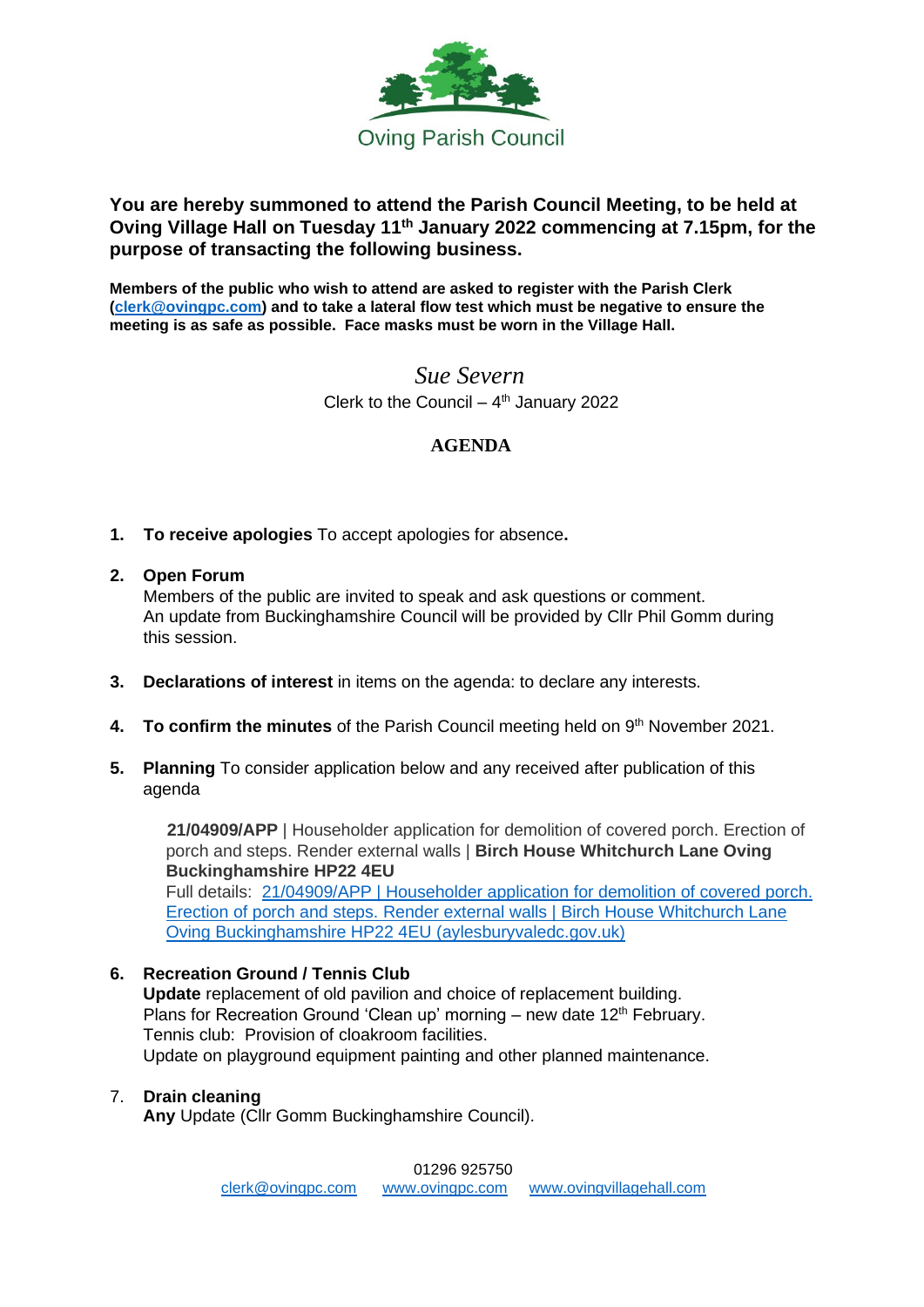Oving Parish Council

**You are hereby summoned to attend the Parish Council Meeting, to be held at Oving Village Hall on Tuesday 11th January 2022 commencing at 7.15pm, for the purpose of transacting the following business.**

**Members of the public who wish to attend are asked to register with the Parish Clerk (clerk@ovingpc.com) and to take a lateral flow test which must be negative to ensure the meeting is as safe as possible. Face masks must be worn in the Village Hall.**

*Sue Severn*
Clerk to the Council – 4th January 2022

## AGENDA

1. **To receive apologies** To accept apologies for absence**.**

2. **Open Forum**
   Members of the public are invited to speak and ask questions or comment.
   An update from Buckinghamshire Council will be provided by Cllr Phil Gomm during this session.

3. **Declarations of interest** in items on the agenda: to declare any interests.

4. **To confirm the minutes** of the Parish Council meeting held on 9th November 2021.

5. **Planning** To consider application below and any received after publication of this agenda

   **21/04909/APP** | Householder application for demolition of covered porch. Erection of porch and steps. Render external walls | **Birch House Whitchurch Lane Oving Buckinghamshire HP22 4EU**
   Full details: 21/04909/APP | Householder application for demolition of covered porch. Erection of porch and steps. Render external walls | Birch House Whitchurch Lane Oving Buckinghamshire HP22 4EU (aylesburyvaledc.gov.uk)

6. **Recreation Ground / Tennis Club**
   **Update** replacement of old pavilion and choice of replacement building.
   Plans for Recreation Ground 'Clean up' morning – new date 12th February.
   Tennis club: Provision of cloakroom facilities.
   Update on playground equipment painting and other planned maintenance.

7. **Drain cleaning**
   **Any** Update (Cllr Gomm Buckinghamshire Council).

01296 925750
clerk@ovingpc.com www.ovingpc.com www.ovingvillagehall.com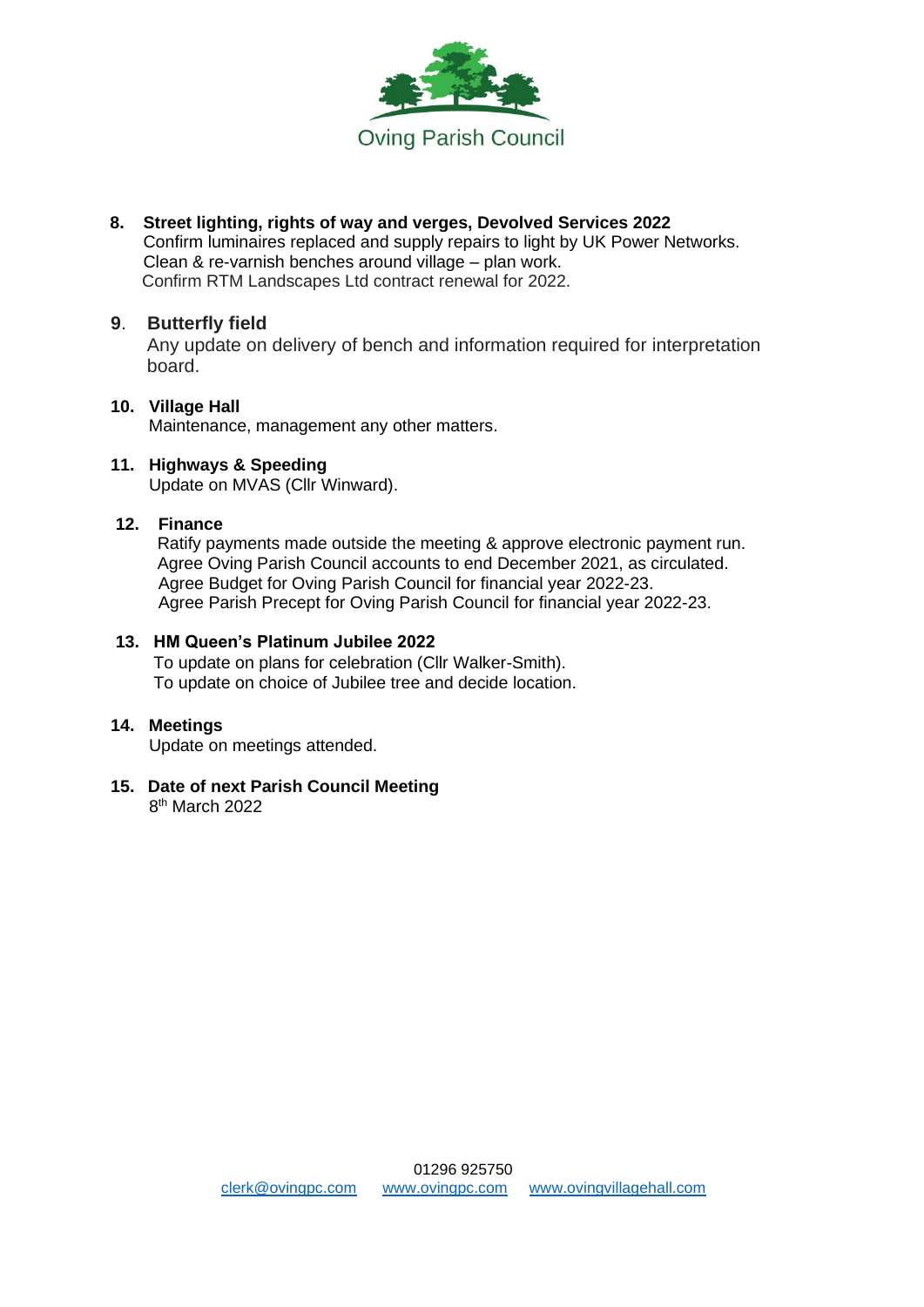Oving Parish Council

**8. Street lighting, rights of way and verges, Devolved Services 2022**
Confirm luminaires replaced and supply repairs to light by UK Power Networks.
Clean & re-varnish benches around village – plan work.
Confirm RTM Landscapes Ltd contract renewal for 2022.

**9. Butterfly field**
Any update on delivery of bench and information required for interpretation board.

**10. Village Hall**
Maintenance, management any other matters.

**11. Highways & Speeding**
Update on MVAS (Cllr Winward).

**12. Finance**
Ratify payments made outside the meeting & approve electronic payment run.
Agree Oving Parish Council accounts to end December 2021, as circulated.
Agree Budget for Oving Parish Council for financial year 2022-23.
Agree Parish Precept for Oving Parish Council for financial year 2022-23.

**13. HM Queen's Platinum Jubilee 2022**
To update on plans for celebration (Cllr Walker-Smith).
To update on choice of Jubilee tree and decide location.

**14. Meetings**
Update on meetings attended.

**15. Date of next Parish Council Meeting**
8th March 2022

01296 925750
clerk@ovingpc.com www.ovingpc.com www.ovingvillagehall.com